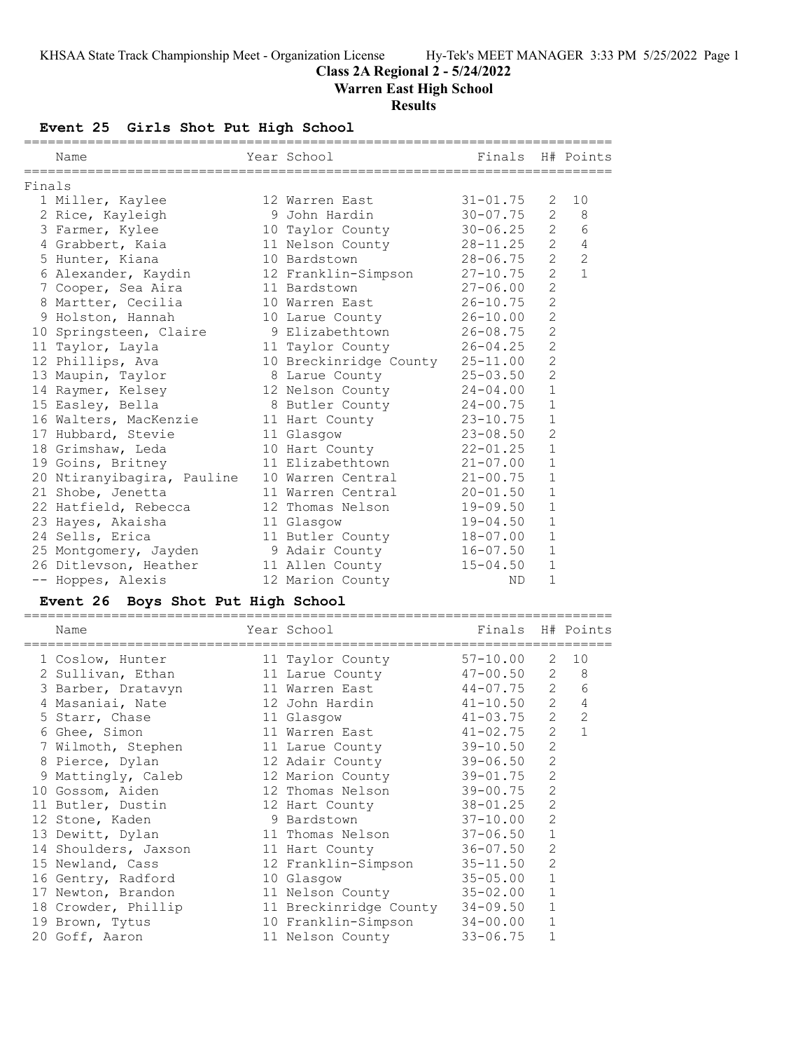# Class 2A Regional 2 - 5/24/2022

## Warren East High School

### Results

#### Event 25 Girls Shot Put High School

Finals

| | Name | Year | School | Finals | H# | Points |
|---|---|---|---|---|---|---|
| 1 | Miller, Kaylee | 12 | Warren East | 31-01.75 | 2 | 10 |
| 2 | Rice, Kayleigh | 9 | John Hardin | 30-07.75 | 2 | 8 |
| 3 | Farmer, Kylee | 10 | Taylor County | 30-06.25 | 2 | 6 |
| 4 | Grabbert, Kaia | 11 | Nelson County | 28-11.25 | 2 | 4 |
| 5 | Hunter, Kiana | 10 | Bardstown | 28-06.75 | 2 | 2 |
| 6 | Alexander, Kaydin | 12 | Franklin-Simpson | 27-10.75 | 2 | 1 |
| 7 | Cooper, Sea Aira | 11 | Bardstown | 27-06.00 | 2 | |
| 8 | Martter, Cecilia | 10 | Warren East | 26-10.75 | 2 | |
| 9 | Holston, Hannah | 10 | Larue County | 26-10.00 | 2 | |
| 10 | Springsteen, Claire | 9 | Elizabethtown | 26-08.75 | 2 | |
| 11 | Taylor, Layla | 11 | Taylor County | 26-04.25 | 2 | |
| 12 | Phillips, Ava | 10 | Breckinridge County | 25-11.00 | 2 | |
| 13 | Maupin, Taylor | 8 | Larue County | 25-03.50 | 2 | |
| 14 | Raymer, Kelsey | 12 | Nelson County | 24-04.00 | 1 | |
| 15 | Easley, Bella | 8 | Butler County | 24-00.75 | 1 | |
| 16 | Walters, MacKenzie | 11 | Hart County | 23-10.75 | 1 | |
| 17 | Hubbard, Stevie | 11 | Glasgow | 23-08.50 | 2 | |
| 18 | Grimshaw, Leda | 10 | Hart County | 22-01.25 | 1 | |
| 19 | Goins, Britney | 11 | Elizabethtown | 21-07.00 | 1 | |
| 20 | Ntiranyibagira, Pauline | 10 | Warren Central | 21-00.75 | 1 | |
| 21 | Shobe, Jenetta | 11 | Warren Central | 20-01.50 | 1 | |
| 22 | Hatfield, Rebecca | 12 | Thomas Nelson | 19-09.50 | 1 | |
| 23 | Hayes, Akaisha | 11 | Glasgow | 19-04.50 | 1 | |
| 24 | Sells, Erica | 11 | Butler County | 18-07.00 | 1 | |
| 25 | Montgomery, Jayden | 9 | Adair County | 16-07.50 | 1 | |
| 26 | Ditlevson, Heather | 11 | Allen County | 15-04.50 | 1 | |
| -- | Hoppes, Alexis | 12 | Marion County | ND | 1 | |

#### Event 26 Boys Shot Put High School

| | Name | Year | School | Finals | H# | Points |
|---|---|---|---|---|---|---|
| 1 | Coslow, Hunter | 11 | Taylor County | 57-10.00 | 2 | 10 |
| 2 | Sullivan, Ethan | 11 | Larue County | 47-00.50 | 2 | 8 |
| 3 | Barber, Dratavyn | 11 | Warren East | 44-07.75 | 2 | 6 |
| 4 | Masaniai, Nate | 12 | John Hardin | 41-10.50 | 2 | 4 |
| 5 | Starr, Chase | 11 | Glasgow | 41-03.75 | 2 | 2 |
| 6 | Ghee, Simon | 11 | Warren East | 41-02.75 | 2 | 1 |
| 7 | Wilmoth, Stephen | 11 | Larue County | 39-10.50 | 2 | |
| 8 | Pierce, Dylan | 12 | Adair County | 39-06.50 | 2 | |
| 9 | Mattingly, Caleb | 12 | Marion County | 39-01.75 | 2 | |
| 10 | Gossom, Aiden | 12 | Thomas Nelson | 39-00.75 | 2 | |
| 11 | Butler, Dustin | 12 | Hart County | 38-01.25 | 2 | |
| 12 | Stone, Kaden | 9 | Bardstown | 37-10.00 | 2 | |
| 13 | Dewitt, Dylan | 11 | Thomas Nelson | 37-06.50 | 1 | |
| 14 | Shoulders, Jaxson | 11 | Hart County | 36-07.50 | 2 | |
| 15 | Newland, Cass | 12 | Franklin-Simpson | 35-11.50 | 2 | |
| 16 | Gentry, Radford | 10 | Glasgow | 35-05.00 | 1 | |
| 17 | Newton, Brandon | 11 | Nelson County | 35-02.00 | 1 | |
| 18 | Crowder, Phillip | 11 | Breckinridge County | 34-09.50 | 1 | |
| 19 | Brown, Tytus | 10 | Franklin-Simpson | 34-00.00 | 1 | |
| 20 | Goff, Aaron | 11 | Nelson County | 33-06.75 | 1 | |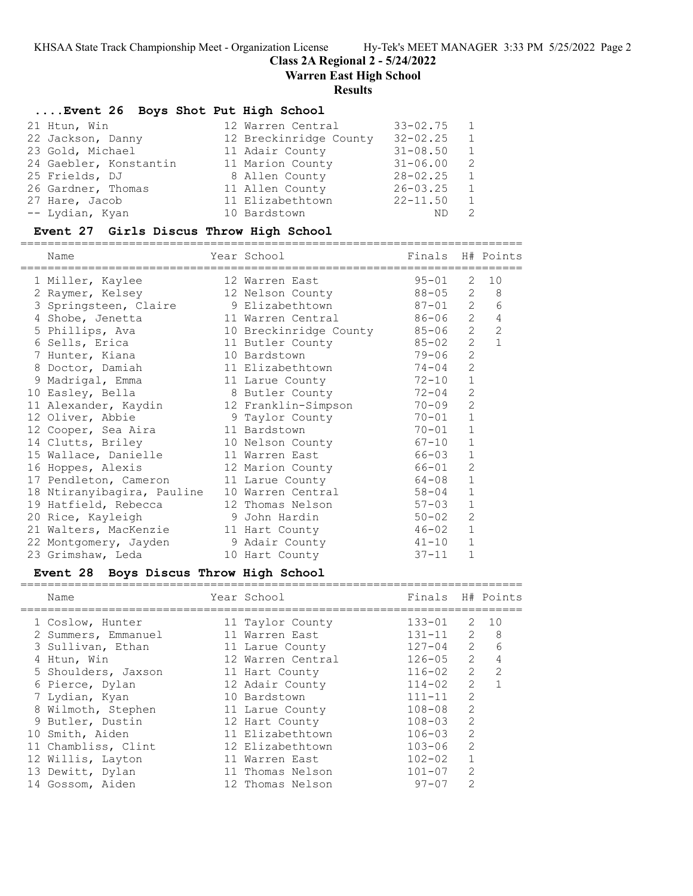## ....Event 26 Boys Shot Put High School

| | Name | Year | School | Finals | H# | Points |
|---|---|---|---|---|---|---|
| 21 | Htun, Win | 12 | Warren Central | 33-02.75 | 1 | |
| 22 | Jackson, Danny | 12 | Breckinridge County | 32-02.25 | 1 | |
| 23 | Gold, Michael | 11 | Adair County | 31-08.50 | 1 | |
| 24 | Gaebler, Konstantin | 11 | Marion County | 31-06.00 | 2 | |
| 25 | Frields, DJ | 8 | Allen County | 28-02.25 | 1 | |
| 26 | Gardner, Thomas | 11 | Allen County | 26-03.25 | 1 | |
| 27 | Hare, Jacob | 11 | Elizabethtown | 22-11.50 | 1 | |
| -- | Lydian, Kyan | 10 | Bardstown | ND | 2 | |

## Event 27 Girls Discus Throw High School

| | Name | Year | School | Finals | H# | Points |
|---|---|---|---|---|---|---|
| 1 | Miller, Kaylee | 12 | Warren East | 95-01 | 2 | 10 |
| 2 | Raymer, Kelsey | 12 | Nelson County | 88-05 | 2 | 8 |
| 3 | Springsteen, Claire | 9 | Elizabethtown | 87-01 | 2 | 6 |
| 4 | Shobe, Jenetta | 11 | Warren Central | 86-06 | 2 | 4 |
| 5 | Phillips, Ava | 10 | Breckinridge County | 85-06 | 2 | 2 |
| 6 | Sells, Erica | 11 | Butler County | 85-02 | 2 | 1 |
| 7 | Hunter, Kiana | 10 | Bardstown | 79-06 | 2 | |
| 8 | Doctor, Damiah | 11 | Elizabethtown | 74-04 | 2 | |
| 9 | Madrigal, Emma | 11 | Larue County | 72-10 | 1 | |
| 10 | Easley, Bella | 8 | Butler County | 72-04 | 2 | |
| 11 | Alexander, Kaydin | 12 | Franklin-Simpson | 70-09 | 2 | |
| 12 | Oliver, Abbie | 9 | Taylor County | 70-01 | 1 | |
| 12 | Cooper, Sea Aira | 11 | Bardstown | 70-01 | 1 | |
| 14 | Clutts, Briley | 10 | Nelson County | 67-10 | 1 | |
| 15 | Wallace, Danielle | 11 | Warren East | 66-03 | 1 | |
| 16 | Hoppes, Alexis | 12 | Marion County | 66-01 | 2 | |
| 17 | Pendleton, Cameron | 11 | Larue County | 64-08 | 1 | |
| 18 | Ntiranyibagira, Pauline | 10 | Warren Central | 58-04 | 1 | |
| 19 | Hatfield, Rebecca | 12 | Thomas Nelson | 57-03 | 1 | |
| 20 | Rice, Kayleigh | 9 | John Hardin | 50-02 | 2 | |
| 21 | Walters, MacKenzie | 11 | Hart County | 46-02 | 1 | |
| 22 | Montgomery, Jayden | 9 | Adair County | 41-10 | 1 | |
| 23 | Grimshaw, Leda | 10 | Hart County | 37-11 | 1 | |

## Event 28 Boys Discus Throw High School

| | Name | Year | School | Finals | H# | Points |
|---|---|---|---|---|---|---|
| 1 | Coslow, Hunter | 11 | Taylor County | 133-01 | 2 | 10 |
| 2 | Summers, Emmanuel | 11 | Warren East | 131-11 | 2 | 8 |
| 3 | Sullivan, Ethan | 11 | Larue County | 127-04 | 2 | 6 |
| 4 | Htun, Win | 12 | Warren Central | 126-05 | 2 | 4 |
| 5 | Shoulders, Jaxson | 11 | Hart County | 116-02 | 2 | 2 |
| 6 | Pierce, Dylan | 12 | Adair County | 114-02 | 2 | 1 |
| 7 | Lydian, Kyan | 10 | Bardstown | 111-11 | 2 | |
| 8 | Wilmoth, Stephen | 11 | Larue County | 108-08 | 2 | |
| 9 | Butler, Dustin | 12 | Hart County | 108-03 | 2 | |
| 10 | Smith, Aiden | 11 | Elizabethtown | 106-03 | 2 | |
| 11 | Chambliss, Clint | 12 | Elizabethtown | 103-06 | 2 | |
| 12 | Willis, Layton | 11 | Warren East | 102-02 | 1 | |
| 13 | Dewitt, Dylan | 11 | Thomas Nelson | 101-07 | 2 | |
| 14 | Gossom, Aiden | 12 | Thomas Nelson | 97-07 | 2 | |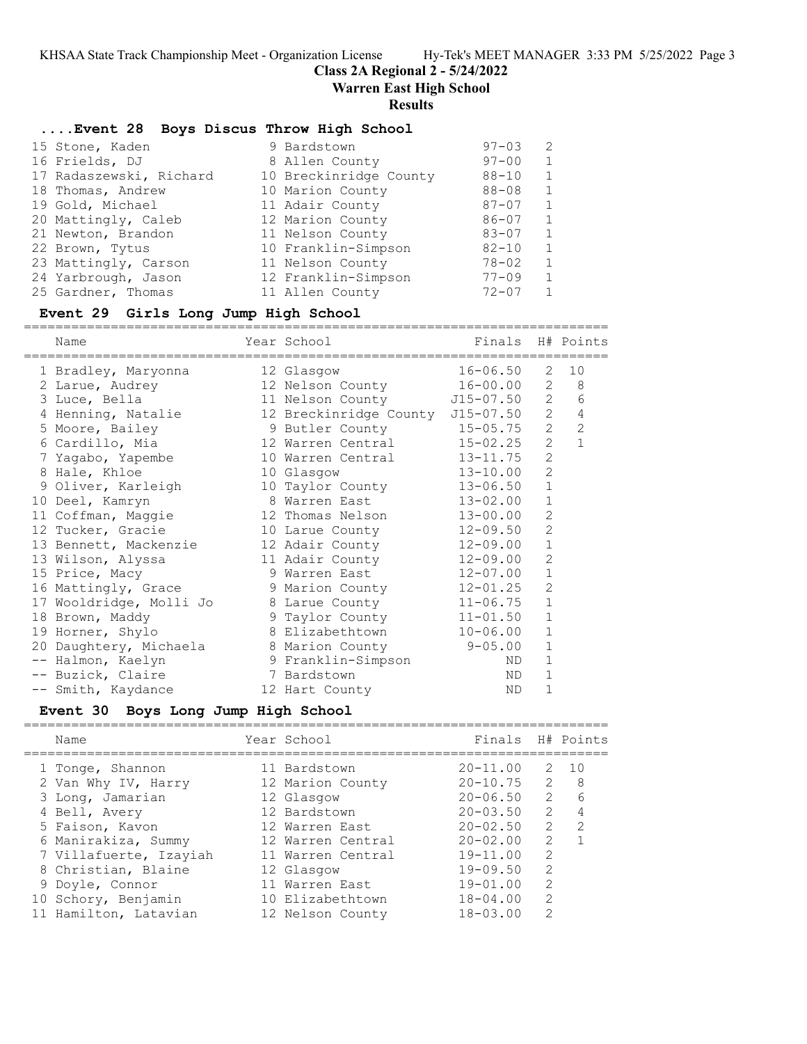# Class 2A Regional 2 - 5/24/2022

## Warren East High School

### Results

#### ....Event 28 Boys Discus Throw High School

| Place | Name | Year | School | Finals | H# |
|---|---|---|---|---|---|
| 15 | Stone, Kaden | 9 | Bardstown | 97-03 | 2 |
| 16 | Frields, DJ | 8 | Allen County | 97-00 | 1 |
| 17 | Radaszewski, Richard | 10 | Breckinridge County | 88-10 | 1 |
| 18 | Thomas, Andrew | 10 | Marion County | 88-08 | 1 |
| 19 | Gold, Michael | 11 | Adair County | 87-07 | 1 |
| 20 | Mattingly, Caleb | 12 | Marion County | 86-07 | 1 |
| 21 | Newton, Brandon | 11 | Nelson County | 83-07 | 1 |
| 22 | Brown, Tytus | 10 | Franklin-Simpson | 82-10 | 1 |
| 23 | Mattingly, Carson | 11 | Nelson County | 78-02 | 1 |
| 24 | Yarbrough, Jason | 12 | Franklin-Simpson | 77-09 | 1 |
| 25 | Gardner, Thomas | 11 | Allen County | 72-07 | 1 |

#### Event 29 Girls Long Jump High School

| Place | Name | Year | School | Finals | H# | Points |
|---|---|---|---|---|---|---|
| 1 | Bradley, Maryonna | 12 | Glasgow | 16-06.50 | 2 | 10 |
| 2 | Larue, Audrey | 12 | Nelson County | 16-00.00 | 2 | 8 |
| 3 | Luce, Bella | 11 | Nelson County | J15-07.50 | 2 | 6 |
| 4 | Henning, Natalie | 12 | Breckinridge County | J15-07.50 | 2 | 4 |
| 5 | Moore, Bailey | 9 | Butler County | 15-05.75 | 2 | 2 |
| 6 | Cardillo, Mia | 12 | Warren Central | 15-02.25 | 2 | 1 |
| 7 | Yagabo, Yapembe | 10 | Warren Central | 13-11.75 | 2 | |
| 8 | Hale, Khloe | 10 | Glasgow | 13-10.00 | 2 | |
| 9 | Oliver, Karleigh | 10 | Taylor County | 13-06.50 | 1 | |
| 10 | Deel, Kamryn | 8 | Warren East | 13-02.00 | 1 | |
| 11 | Coffman, Maggie | 12 | Thomas Nelson | 13-00.00 | 2 | |
| 12 | Tucker, Gracie | 10 | Larue County | 12-09.50 | 2 | |
| 13 | Bennett, Mackenzie | 12 | Adair County | 12-09.00 | 1 | |
| 13 | Wilson, Alyssa | 11 | Adair County | 12-09.00 | 2 | |
| 15 | Price, Macy | 9 | Warren East | 12-07.00 | 1 | |
| 16 | Mattingly, Grace | 9 | Marion County | 12-01.25 | 2 | |
| 17 | Wooldridge, Molli Jo | 8 | Larue County | 11-06.75 | 1 | |
| 18 | Brown, Maddy | 9 | Taylor County | 11-01.50 | 1 | |
| 19 | Horner, Shylo | 8 | Elizabethtown | 10-06.00 | 1 | |
| 20 | Daughtery, Michaela | 8 | Marion County | 9-05.00 | 1 | |
| -- | Halmon, Kaelyn | 9 | Franklin-Simpson | ND | 1 | |
| -- | Buzick, Claire | 7 | Bardstown | ND | 1 | |
| -- | Smith, Kaydance | 12 | Hart County | ND | 1 | |

#### Event 30 Boys Long Jump High School

| Place | Name | Year | School | Finals | H# | Points |
|---|---|---|---|---|---|---|
| 1 | Tonge, Shannon | 11 | Bardstown | 20-11.00 | 2 | 10 |
| 2 | Van Why IV, Harry | 12 | Marion County | 20-10.75 | 2 | 8 |
| 3 | Long, Jamarian | 12 | Glasgow | 20-06.50 | 2 | 6 |
| 4 | Bell, Avery | 12 | Bardstown | 20-03.50 | 2 | 4 |
| 5 | Faison, Kavon | 12 | Warren East | 20-02.50 | 2 | 2 |
| 6 | Manirakiza, Summy | 12 | Warren Central | 20-02.00 | 2 | 1 |
| 7 | Villafuerte, Izayiah | 11 | Warren Central | 19-11.00 | 2 | |
| 8 | Christian, Blaine | 12 | Glasgow | 19-09.50 | 2 | |
| 9 | Doyle, Connor | 11 | Warren East | 19-01.00 | 2 | |
| 10 | Schory, Benjamin | 10 | Elizabethtown | 18-04.00 | 2 | |
| 11 | Hamilton, Latavian | 12 | Nelson County | 18-03.00 | 2 | |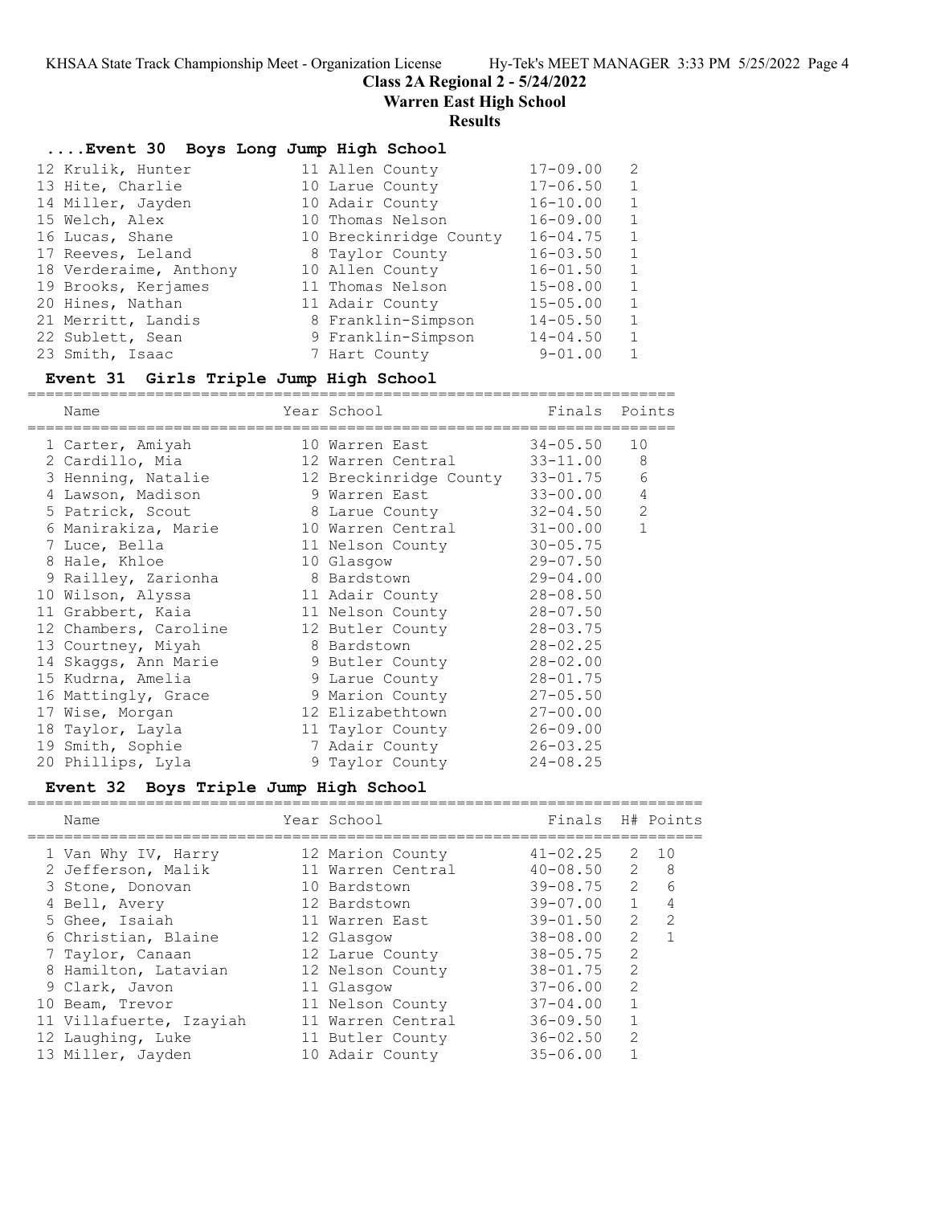# Class 2A Regional 2 - 5/24/2022

## Warren East High School

## Results

### ....Event 30 Boys Long Jump High School

| Place | Name | Year | School | Finals | H# |
|---|---|---|---|---|---|
| 12 | Krulik, Hunter | 11 | Allen County | 17-09.00 | 2 |
| 13 | Hite, Charlie | 10 | Larue County | 17-06.50 | 1 |
| 14 | Miller, Jayden | 10 | Adair County | 16-10.00 | 1 |
| 15 | Welch, Alex | 10 | Thomas Nelson | 16-09.00 | 1 |
| 16 | Lucas, Shane | 10 | Breckinridge County | 16-04.75 | 1 |
| 17 | Reeves, Leland | 8 | Taylor County | 16-03.50 | 1 |
| 18 | Verderaime, Anthony | 10 | Allen County | 16-01.50 | 1 |
| 19 | Brooks, Kerjames | 11 | Thomas Nelson | 15-08.00 | 1 |
| 20 | Hines, Nathan | 11 | Adair County | 15-05.00 | 1 |
| 21 | Merritt, Landis | 8 | Franklin-Simpson | 14-05.50 | 1 |
| 22 | Sublett, Sean | 9 | Franklin-Simpson | 14-04.50 | 1 |
| 23 | Smith, Isaac | 7 | Hart County | 9-01.00 | 1 |

### Event 31 Girls Triple Jump High School

| Place | Name | Year | School | Finals | Points |
|---|---|---|---|---|---|
| 1 | Carter, Amiyah | 10 | Warren East | 34-05.50 | 10 |
| 2 | Cardillo, Mia | 12 | Warren Central | 33-11.00 | 8 |
| 3 | Henning, Natalie | 12 | Breckinridge County | 33-01.75 | 6 |
| 4 | Lawson, Madison | 9 | Warren East | 33-00.00 | 4 |
| 5 | Patrick, Scout | 8 | Larue County | 32-04.50 | 2 |
| 6 | Manirakiza, Marie | 10 | Warren Central | 31-00.00 | 1 |
| 7 | Luce, Bella | 11 | Nelson County | 30-05.75 | |
| 8 | Hale, Khloe | 10 | Glasgow | 29-07.50 | |
| 9 | Railley, Zarionha | 8 | Bardstown | 29-04.00 | |
| 10 | Wilson, Alyssa | 11 | Adair County | 28-08.50 | |
| 11 | Grabbert, Kaia | 11 | Nelson County | 28-07.50 | |
| 12 | Chambers, Caroline | 12 | Butler County | 28-03.75 | |
| 13 | Courtney, Miyah | 8 | Bardstown | 28-02.25 | |
| 14 | Skaggs, Ann Marie | 9 | Butler County | 28-02.00 | |
| 15 | Kudrna, Amelia | 9 | Larue County | 28-01.75 | |
| 16 | Mattingly, Grace | 9 | Marion County | 27-05.50 | |
| 17 | Wise, Morgan | 12 | Elizabethtown | 27-00.00 | |
| 18 | Taylor, Layla | 11 | Taylor County | 26-09.00 | |
| 19 | Smith, Sophie | 7 | Adair County | 26-03.25 | |
| 20 | Phillips, Lyla | 9 | Taylor County | 24-08.25 | |

### Event 32 Boys Triple Jump High School

| Place | Name | Year | School | Finals | H# | Points |
|---|---|---|---|---|---|---|
| 1 | Van Why IV, Harry | 12 | Marion County | 41-02.25 | 2 | 10 |
| 2 | Jefferson, Malik | 11 | Warren Central | 40-08.50 | 2 | 8 |
| 3 | Stone, Donovan | 10 | Bardstown | 39-08.75 | 2 | 6 |
| 4 | Bell, Avery | 12 | Bardstown | 39-07.00 | 1 | 4 |
| 5 | Ghee, Isaiah | 11 | Warren East | 39-01.50 | 2 | 2 |
| 6 | Christian, Blaine | 12 | Glasgow | 38-08.00 | 2 | 1 |
| 7 | Taylor, Canaan | 12 | Larue County | 38-05.75 | 2 | |
| 8 | Hamilton, Latavian | 12 | Nelson County | 38-01.75 | 2 | |
| 9 | Clark, Javon | 11 | Glasgow | 37-06.00 | 2 | |
| 10 | Beam, Trevor | 11 | Nelson County | 37-04.00 | 1 | |
| 11 | Villafuerte, Izayiah | 11 | Warren Central | 36-09.50 | 1 | |
| 12 | Laughing, Luke | 11 | Butler County | 36-02.50 | 2 | |
| 13 | Miller, Jayden | 10 | Adair County | 35-06.00 | 1 | |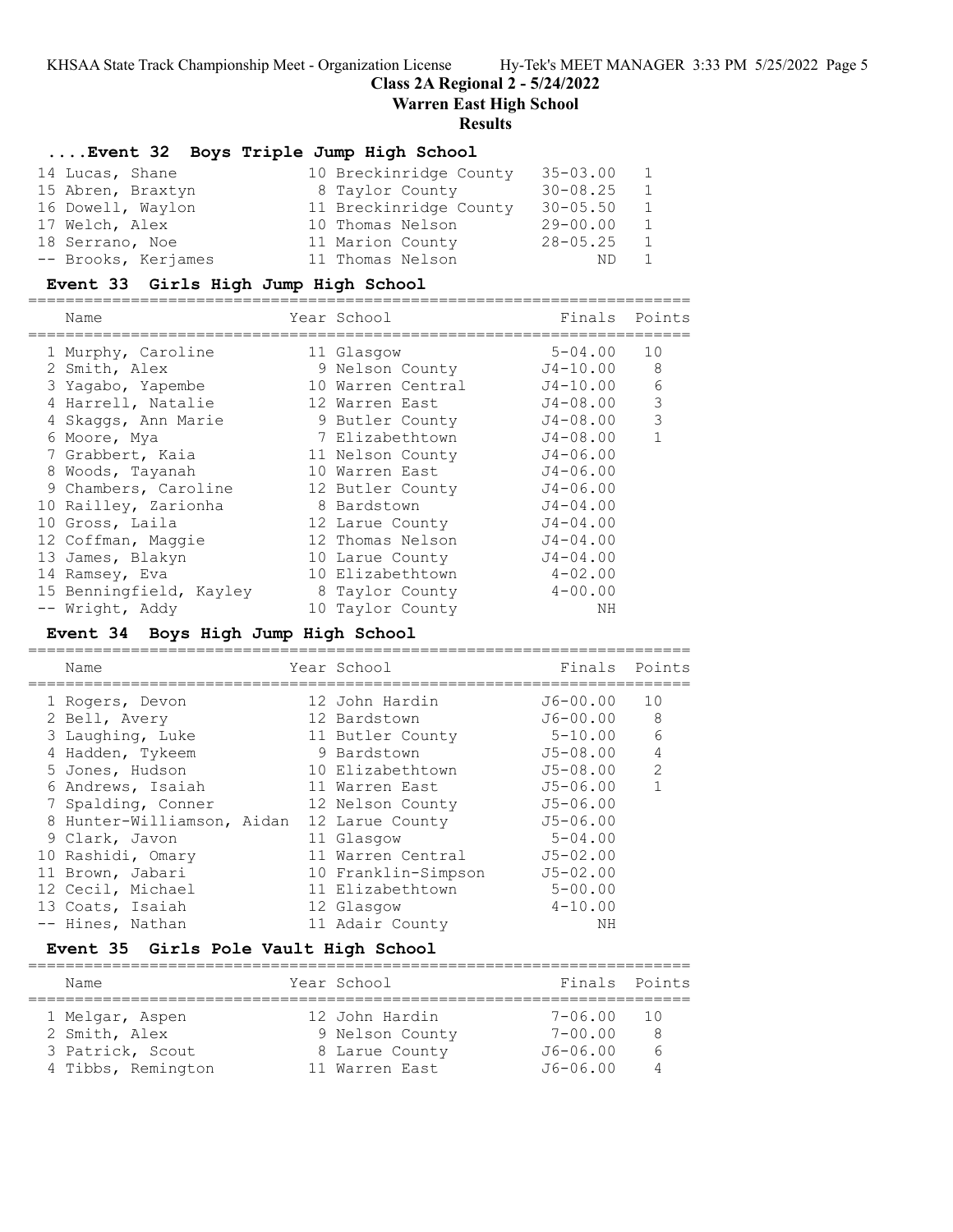# Class 2A Regional 2 - 5/24/2022

## Warren East High School

### Results

#### ....Event 32 Boys Triple Jump High School

| Name | Year | School | Finals | Points |
|---|---|---|---|---|
| 14 Lucas, Shane | 10 | Breckinridge County | 35-03.00 | 1 |
| 15 Abren, Braxtyn | 8 | Taylor County | 30-08.25 | 1 |
| 16 Dowell, Waylon | 11 | Breckinridge County | 30-05.50 | 1 |
| 17 Welch, Alex | 10 | Thomas Nelson | 29-00.00 | 1 |
| 18 Serrano, Noe | 11 | Marion County | 28-05.25 | 1 |
| -- Brooks, Kerjames | 11 | Thomas Nelson | ND | 1 |

#### Event 33 Girls High Jump High School

| Name | Year | School | Finals | Points |
|---|---|---|---|---|
| 1 Murphy, Caroline | 11 | Glasgow | 5-04.00 | 10 |
| 2 Smith, Alex | 9 | Nelson County | J4-10.00 | 8 |
| 3 Yagabo, Yapembe | 10 | Warren Central | J4-10.00 | 6 |
| 4 Harrell, Natalie | 12 | Warren East | J4-08.00 | 3 |
| 4 Skaggs, Ann Marie | 9 | Butler County | J4-08.00 | 3 |
| 6 Moore, Mya | 7 | Elizabethtown | J4-08.00 | 1 |
| 7 Grabbert, Kaia | 11 | Nelson County | J4-06.00 | |
| 8 Woods, Tayanah | 10 | Warren East | J4-06.00 | |
| 9 Chambers, Caroline | 12 | Butler County | J4-06.00 | |
| 10 Railley, Zarionha | 8 | Bardstown | J4-04.00 | |
| 10 Gross, Laila | 12 | Larue County | J4-04.00 | |
| 12 Coffman, Maggie | 12 | Thomas Nelson | J4-04.00 | |
| 13 James, Blakyn | 10 | Larue County | J4-04.00 | |
| 14 Ramsey, Eva | 10 | Elizabethtown | 4-02.00 | |
| 15 Benningfield, Kayley | 8 | Taylor County | 4-00.00 | |
| -- Wright, Addy | 10 | Taylor County | NH | |

#### Event 34 Boys High Jump High School

| Name | Year | School | Finals | Points |
|---|---|---|---|---|
| 1 Rogers, Devon | 12 | John Hardin | J6-00.00 | 10 |
| 2 Bell, Avery | 12 | Bardstown | J6-00.00 | 8 |
| 3 Laughing, Luke | 11 | Butler County | 5-10.00 | 6 |
| 4 Hadden, Tykeem | 9 | Bardstown | J5-08.00 | 4 |
| 5 Jones, Hudson | 10 | Elizabethtown | J5-08.00 | 2 |
| 6 Andrews, Isaiah | 11 | Warren East | J5-06.00 | 1 |
| 7 Spalding, Conner | 12 | Nelson County | J5-06.00 | |
| 8 Hunter-Williamson, Aidan | 12 | Larue County | J5-06.00 | |
| 9 Clark, Javon | 11 | Glasgow | 5-04.00 | |
| 10 Rashidi, Omary | 11 | Warren Central | J5-02.00 | |
| 11 Brown, Jabari | 10 | Franklin-Simpson | J5-02.00 | |
| 12 Cecil, Michael | 11 | Elizabethtown | 5-00.00 | |
| 13 Coats, Isaiah | 12 | Glasgow | 4-10.00 | |
| -- Hines, Nathan | 11 | Adair County | NH | |

#### Event 35 Girls Pole Vault High School

| Name | Year | School | Finals | Points |
|---|---|---|---|---|
| 1 Melgar, Aspen | 12 | John Hardin | 7-06.00 | 10 |
| 2 Smith, Alex | 9 | Nelson County | 7-00.00 | 8 |
| 3 Patrick, Scout | 8 | Larue County | J6-06.00 | 6 |
| 4 Tibbs, Remington | 11 | Warren East | J6-06.00 | 4 |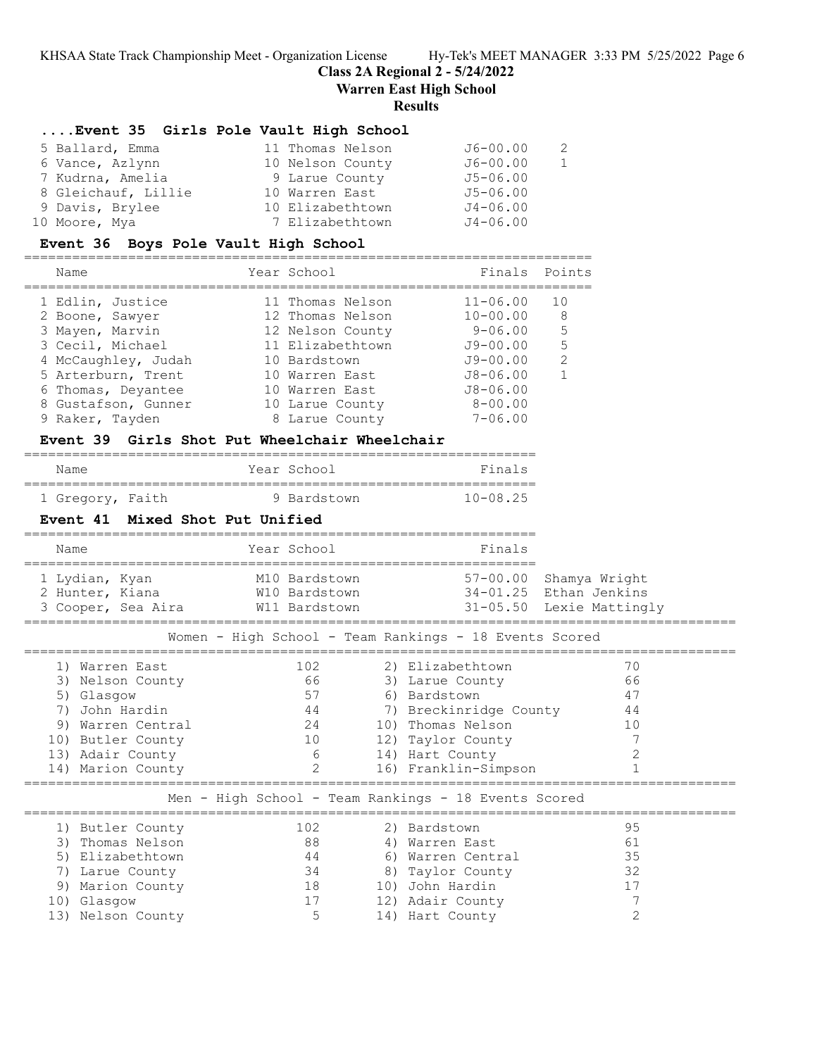## Class 2A Regional 2 - 5/24/2022

## Warren East High School

## Results

### ....Event 35 Girls Pole Vault High School

| Place | Name | Year | School | Finals | Points |
|---|---|---|---|---|---|
| 5 | Ballard, Emma | 11 | Thomas Nelson | J6-00.00 | 2 |
| 6 | Vance, Azlynn | 10 | Nelson County | J6-00.00 | 1 |
| 7 | Kudrna, Amelia | 9 | Larue County | J5-06.00 | |
| 8 | Gleichauf, Lillie | 10 | Warren East | J5-06.00 | |
| 9 | Davis, Brylee | 10 | Elizabethtown | J4-06.00 | |
| 10 | Moore, Mya | 7 | Elizabethtown | J4-06.00 | |

### Event 36 Boys Pole Vault High School

| Place | Name | Year | School | Finals | Points |
|---|---|---|---|---|---|
| 1 | Edlin, Justice | 11 | Thomas Nelson | 11-06.00 | 10 |
| 2 | Boone, Sawyer | 12 | Thomas Nelson | 10-00.00 | 8 |
| 3 | Mayen, Marvin | 12 | Nelson County | 9-06.00 | 5 |
| 3 | Cecil, Michael | 11 | Elizabethtown | J9-00.00 | 5 |
| 4 | McCaughley, Judah | 10 | Bardstown | J9-00.00 | 2 |
| 5 | Arterburn, Trent | 10 | Warren East | J8-06.00 | 1 |
| 6 | Thomas, Deyantee | 10 | Warren East | J8-06.00 | |
| 8 | Gustafson, Gunner | 10 | Larue County | 8-00.00 | |
| 9 | Raker, Tayden | 8 | Larue County | 7-06.00 | |

### Event 39 Girls Shot Put Wheelchair Wheelchair

| Place | Name | Year | School | Finals |
|---|---|---|---|---|
| 1 | Gregory, Faith | 9 | Bardstown | 10-08.25 |

### Event 41 Mixed Shot Put Unified

| Place | Name | Year | School | Finals | |
|---|---|---|---|---|---|
| 1 | Lydian, Kyan | M10 | Bardstown | 57-00.00 | Shamya Wright |
| 2 | Hunter, Kiana | W10 | Bardstown | 34-01.25 | Ethan Jenkins |
| 3 | Cooper, Sea Aira | W11 | Bardstown | 31-05.50 | Lexie Mattingly |

### Women - High School - Team Rankings - 18 Events Scored

| Rank | Team | Points | Rank | Team | Points |
|---|---|---|---|---|---|
| 1) | Warren East | 102 | 2) | Elizabethtown | 70 |
| 3) | Nelson County | 66 | 3) | Larue County | 66 |
| 5) | Glasgow | 57 | 6) | Bardstown | 47 |
| 7) | John Hardin | 44 | 7) | Breckinridge County | 44 |
| 9) | Warren Central | 24 | 10) | Thomas Nelson | 10 |
| 10) | Butler County | 10 | 12) | Taylor County | 7 |
| 13) | Adair County | 6 | 14) | Hart County | 2 |
| 14) | Marion County | 2 | 16) | Franklin-Simpson | 1 |

### Men - High School - Team Rankings - 18 Events Scored

| Rank | Team | Points | Rank | Team | Points |
|---|---|---|---|---|---|
| 1) | Butler County | 102 | 2) | Bardstown | 95 |
| 3) | Thomas Nelson | 88 | 4) | Warren East | 61 |
| 5) | Elizabethtown | 44 | 6) | Warren Central | 35 |
| 7) | Larue County | 34 | 8) | Taylor County | 32 |
| 9) | Marion County | 18 | 10) | John Hardin | 17 |
| 10) | Glasgow | 17 | 12) | Adair County | 7 |
| 13) | Nelson County | 5 | 14) | Hart County | 2 |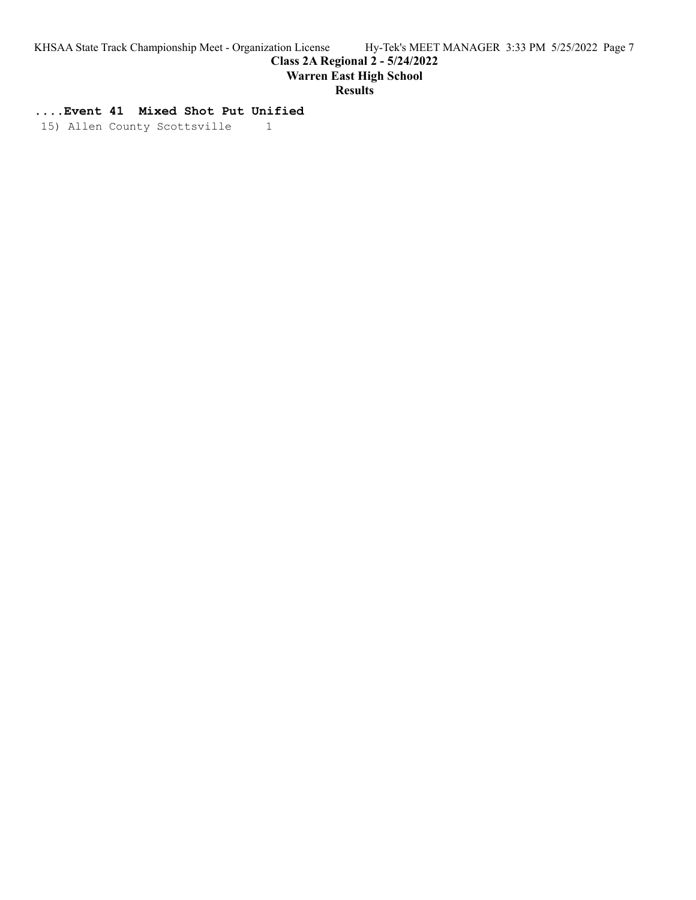....Event 41 Mixed Shot Put Unified

15) Allen County Scottsville 1